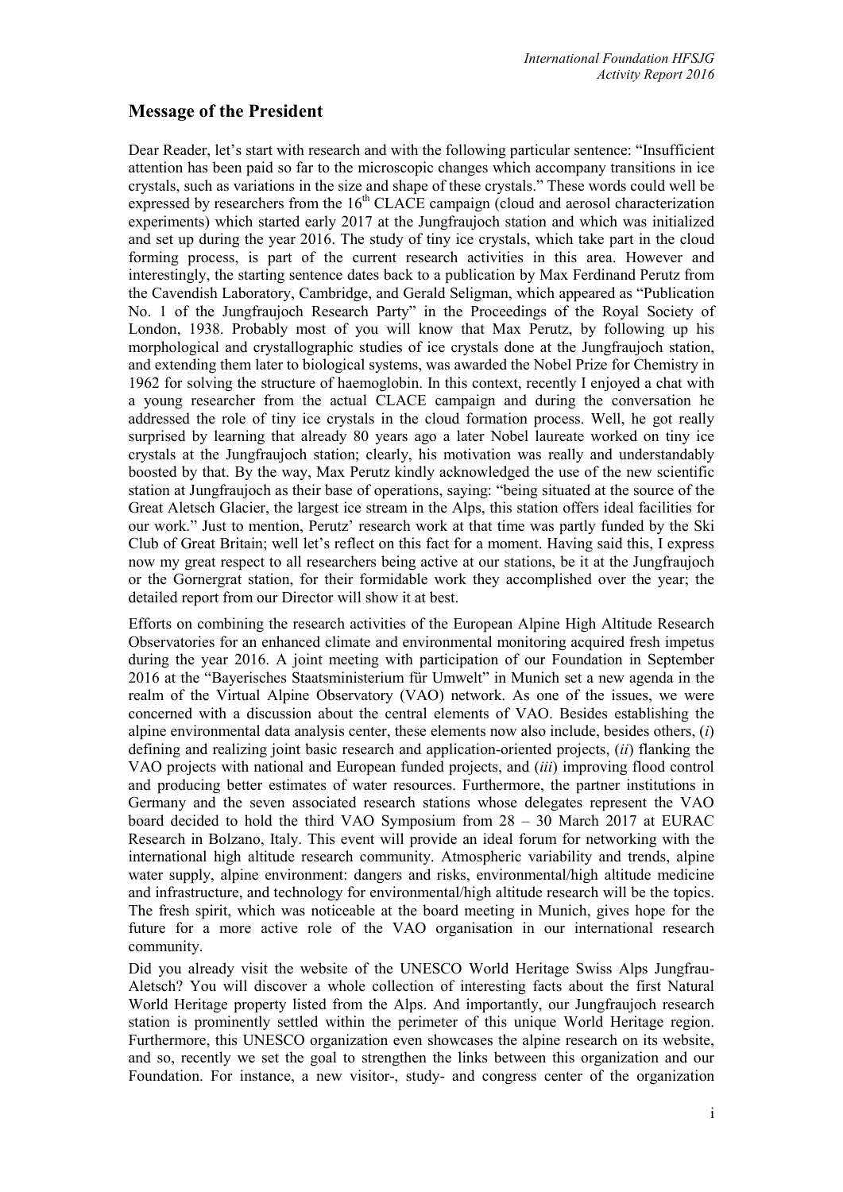## Message of the President

Dear Reader, let's start with research and with the following particular sentence: "Insufficient attention has been paid so far to the microscopic changes which accompany transitions in ice crystals, such as variations in the size and shape of these crystals." These words could well be expressed by researchers from the 16th CLACE campaign (cloud and aerosol characterization experiments) which started early 2017 at the Jungfraujoch station and which was initialized and set up during the year 2016. The study of tiny ice crystals, which take part in the cloud forming process, is part of the current research activities in this area. However and interestingly, the starting sentence dates back to a publication by Max Ferdinand Perutz from the Cavendish Laboratory, Cambridge, and Gerald Seligman, which appeared as "Publication No. 1 of the Jungfraujoch Research Party" in the Proceedings of the Royal Society of London, 1938. Probably most of you will know that Max Perutz, by following up his morphological and crystallographic studies of ice crystals done at the Jungfraujoch station, and extending them later to biological systems, was awarded the Nobel Prize for Chemistry in 1962 for solving the structure of haemoglobin. In this context, recently I enjoyed a chat with a young researcher from the actual CLACE campaign and during the conversation he addressed the role of tiny ice crystals in the cloud formation process. Well, he got really surprised by learning that already 80 years ago a later Nobel laureate worked on tiny ice crystals at the Jungfraujoch station; clearly, his motivation was really and understandably boosted by that. By the way, Max Perutz kindly acknowledged the use of the new scientific station at Jungfraujoch as their base of operations, saying: "being situated at the source of the Great Aletsch Glacier, the largest ice stream in the Alps, this station offers ideal facilities for our work." Just to mention, Perutz' research work at that time was partly funded by the Ski Club of Great Britain; well let's reflect on this fact for a moment. Having said this, I express now my great respect to all researchers being active at our stations, be it at the Jungfraujoch or the Gornergrat station, for their formidable work they accomplished over the year; the detailed report from our Director will show it at best.

Efforts on combining the research activities of the European Alpine High Altitude Research Observatories for an enhanced climate and environmental monitoring acquired fresh impetus during the year 2016. A joint meeting with participation of our Foundation in September 2016 at the "Bayerisches Staatsministerium für Umwelt" in Munich set a new agenda in the realm of the Virtual Alpine Observatory (VAO) network. As one of the issues, we were concerned with a discussion about the central elements of VAO. Besides establishing the alpine environmental data analysis center, these elements now also include, besides others, (*i*) defining and realizing joint basic research and application-oriented projects, (*ii*) flanking the VAO projects with national and European funded projects, and (*iii*) improving flood control and producing better estimates of water resources. Furthermore, the partner institutions in Germany and the seven associated research stations whose delegates represent the VAO board decided to hold the third VAO Symposium from 28 – 30 March 2017 at EURAC Research in Bolzano, Italy. This event will provide an ideal forum for networking with the international high altitude research community. Atmospheric variability and trends, alpine water supply, alpine environment: dangers and risks, environmental/high altitude medicine and infrastructure, and technology for environmental/high altitude research will be the topics. The fresh spirit, which was noticeable at the board meeting in Munich, gives hope for the future for a more active role of the VAO organisation in our international research community.

Did you already visit the website of the UNESCO World Heritage Swiss Alps Jungfrau-Aletsch? You will discover a whole collection of interesting facts about the first Natural World Heritage property listed from the Alps. And importantly, our Jungfraujoch research station is prominently settled within the perimeter of this unique World Heritage region. Furthermore, this UNESCO organization even showcases the alpine research on its website, and so, recently we set the goal to strengthen the links between this organization and our Foundation. For instance, a new visitor-, study- and congress center of the organization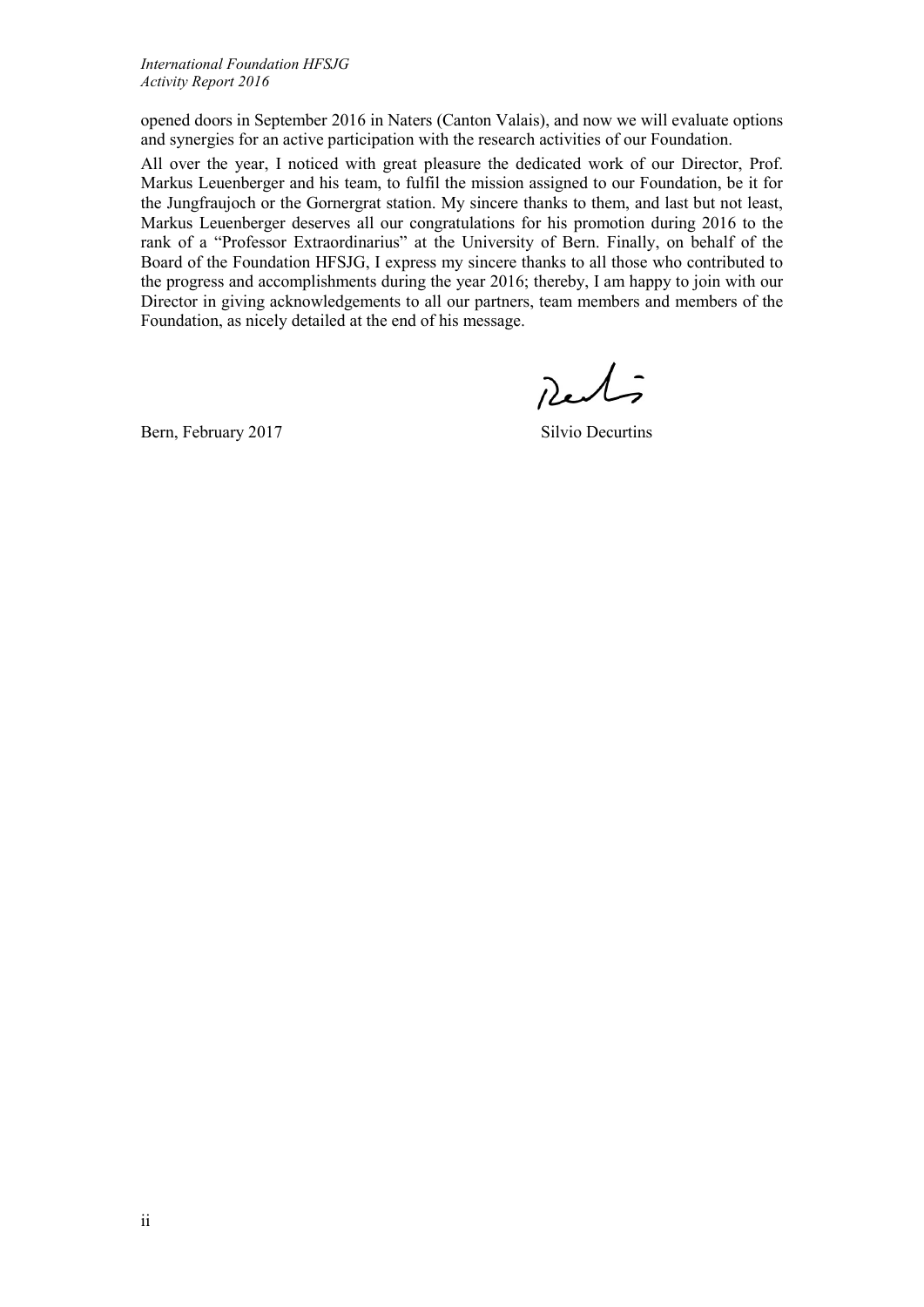opened doors in September 2016 in Naters (Canton Valais), and now we will evaluate options and synergies for an active participation with the research activities of our Foundation.

All over the year, I noticed with great pleasure the dedicated work of our Director, Prof. Markus Leuenberger and his team, to fulfil the mission assigned to our Foundation, be it for the Jungfraujoch or the Gornergrat station. My sincere thanks to them, and last but not least, Markus Leuenberger deserves all our congratulations for his promotion during 2016 to the rank of a "Professor Extraordinarius" at the University of Bern. Finally, on behalf of the Board of the Foundation HFSJG, I express my sincere thanks to all those who contributed to the progress and accomplishments during the year 2016; thereby, I am happy to join with our Director in giving acknowledgements to all our partners, team members and members of the Foundation, as nicely detailed at the end of his message.

Bern, February 2017 Silvio Decurtins